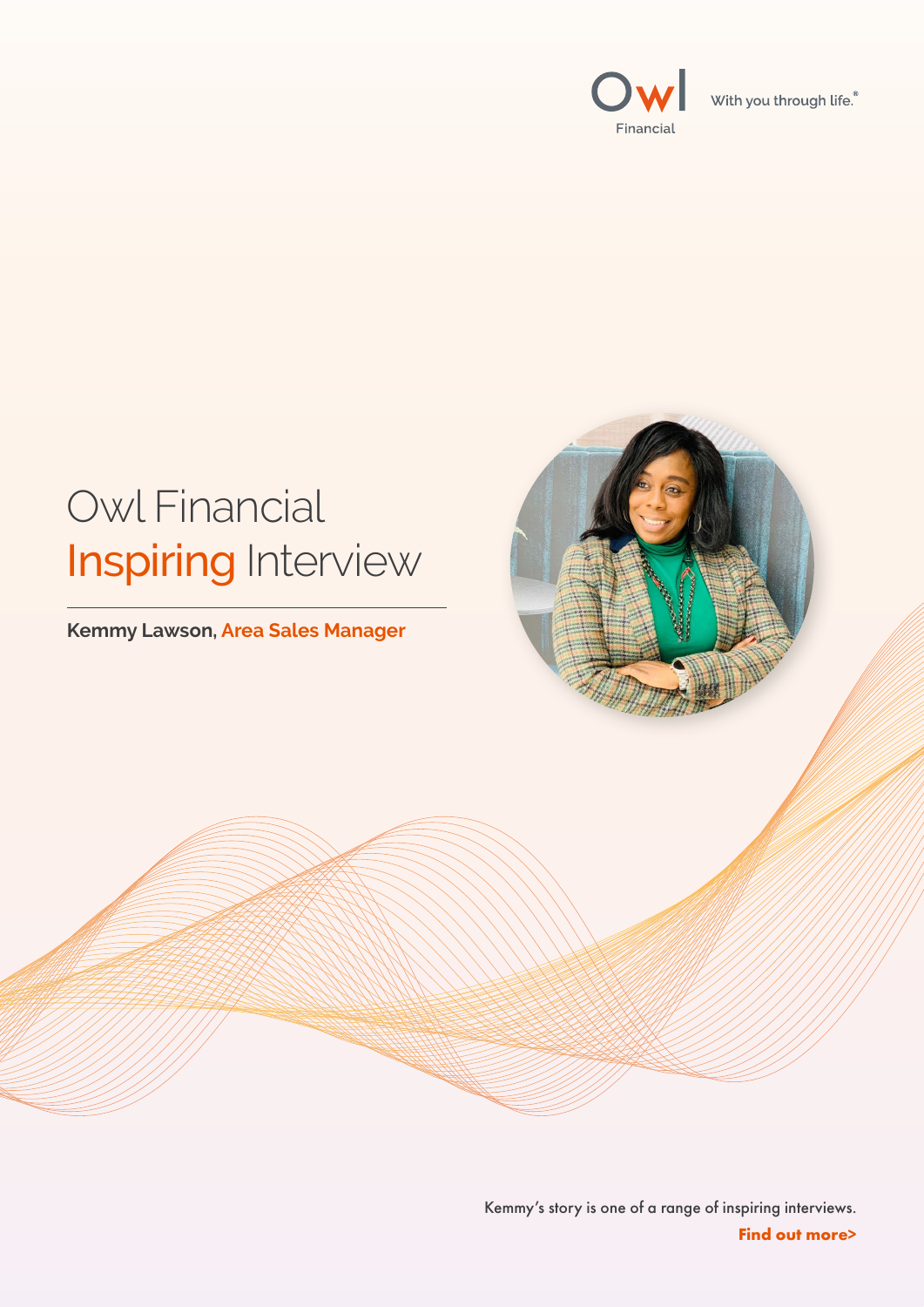Owl Financial

With you through life.®

# Owl Financial Inspiring Interview

**Kemmy Lawson, Area Sales Manager**

Kemmy's story is one of a range of inspiring interviews.

**Find out more>**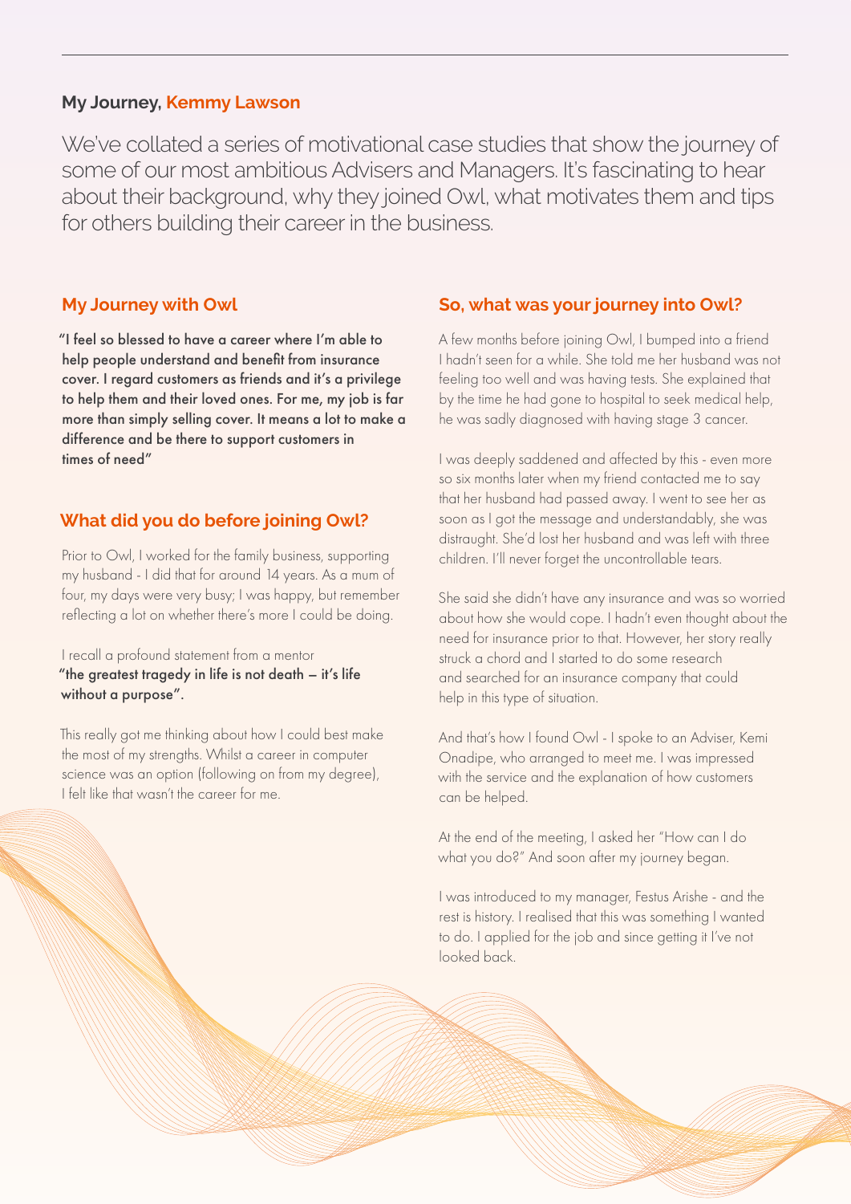## My Journey, Kemmy Lawson

We've collated a series of motivational case studies that show the journey of some of our most ambitious Advisers and Managers. It's fascinating to hear about their background, why they joined Owl, what motivates them and tips for others building their career in the business.

### My Journey with Owl

**"I feel so blessed to have a career where I'm able to help people understand and benefit from insurance cover. I regard customers as friends and it's a privilege to help them and their loved ones. For me, my job is far more than simply selling cover. It means a lot to make a difference and be there to support customers in times of need"**

### What did you do before joining Owl?

Prior to Owl, I worked for the family business, supporting my husband - I did that for around 14 years. As a mum of four, my days were very busy; I was happy, but remember reflecting a lot on whether there's more I could be doing.

I recall a profound statement from a mentor **"the greatest tragedy in life is not death – it's life without a purpose".**

This really got me thinking about how I could best make the most of my strengths. Whilst a career in computer science was an option (following on from my degree), I felt like that wasn't the career for me.

### So, what was your journey into Owl?

A few months before joining Owl, I bumped into a friend I hadn't seen for a while. She told me her husband was not feeling too well and was having tests. She explained that by the time he had gone to hospital to seek medical help, he was sadly diagnosed with having stage 3 cancer.

I was deeply saddened and affected by this - even more so six months later when my friend contacted me to say that her husband had passed away. I went to see her as soon as I got the message and understandably, she was distraught. She'd lost her husband and was left with three children. I'll never forget the uncontrollable tears.

She said she didn't have any insurance and was so worried about how she would cope. I hadn't even thought about the need for insurance prior to that. However, her story really struck a chord and I started to do some research and searched for an insurance company that could help in this type of situation.

And that's how I found Owl - I spoke to an Adviser, Kemi Onadipe, who arranged to meet me. I was impressed with the service and the explanation of how customers can be helped.

At the end of the meeting, I asked her "How can I do what you do?" And soon after my journey began.

I was introduced to my manager, Festus Arishe - and the rest is history. I realised that this was something I wanted to do. I applied for the job and since getting it I've not looked back.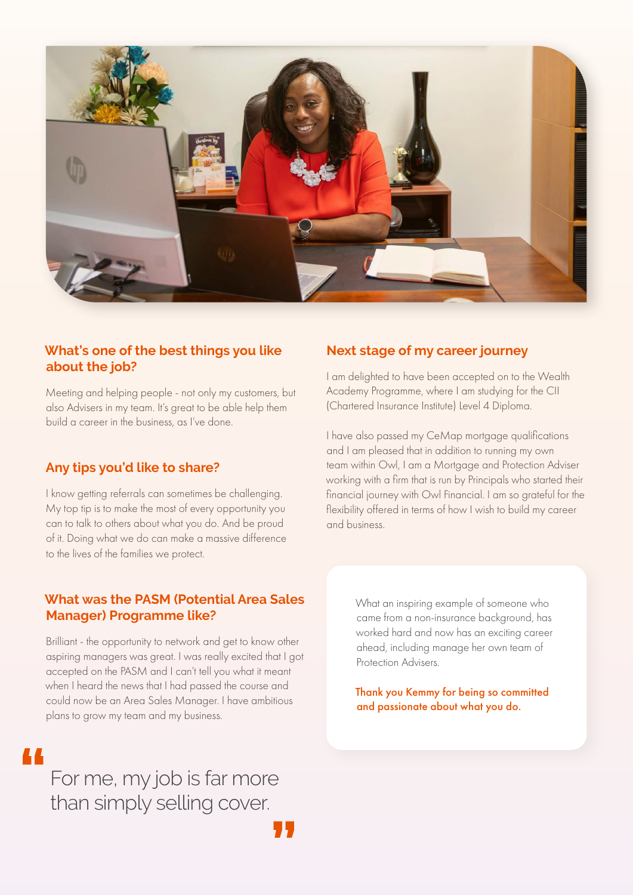## What's one of the best things you like about the job?

Meeting and helping people - not only my customers, but also Advisers in my team. It's great to be able help them build a career in the business, as I've done.

## Any tips you'd like to share?

I know getting referrals can sometimes be challenging. My top tip is to make the most of every opportunity you can to talk to others about what you do. And be proud of it. Doing what we do can make a massive difference to the lives of the families we protect.

## What was the PASM (Potential Area Sales Manager) Programme like?

Brilliant - the opportunity to network and get to know other aspiring managers was great. I was really excited that I got accepted on the PASM and I can't tell you what it meant when I heard the news that I had passed the course and could now be an Area Sales Manager. I have ambitious plans to grow my team and my business.

> For me, my job is far more than simply selling cover.

## Next stage of my career journey

I am delighted to have been accepted on to the Wealth Academy Programme, where I am studying for the CII (Chartered Insurance Institute) Level 4 Diploma.

I have also passed my CeMap mortgage qualifications and I am pleased that in addition to running my own team within Owl, I am a Mortgage and Protection Adviser working with a firm that is run by Principals who started their financial journey with Owl Financial. I am so grateful for the flexibility offered in terms of how I wish to build my career and business.

What an inspiring example of someone who came from a non-insurance background, has worked hard and now has an exciting career ahead, including manage her own team of Protection Advisers.

**Thank you Kemmy for being so committed and passionate about what you do.**